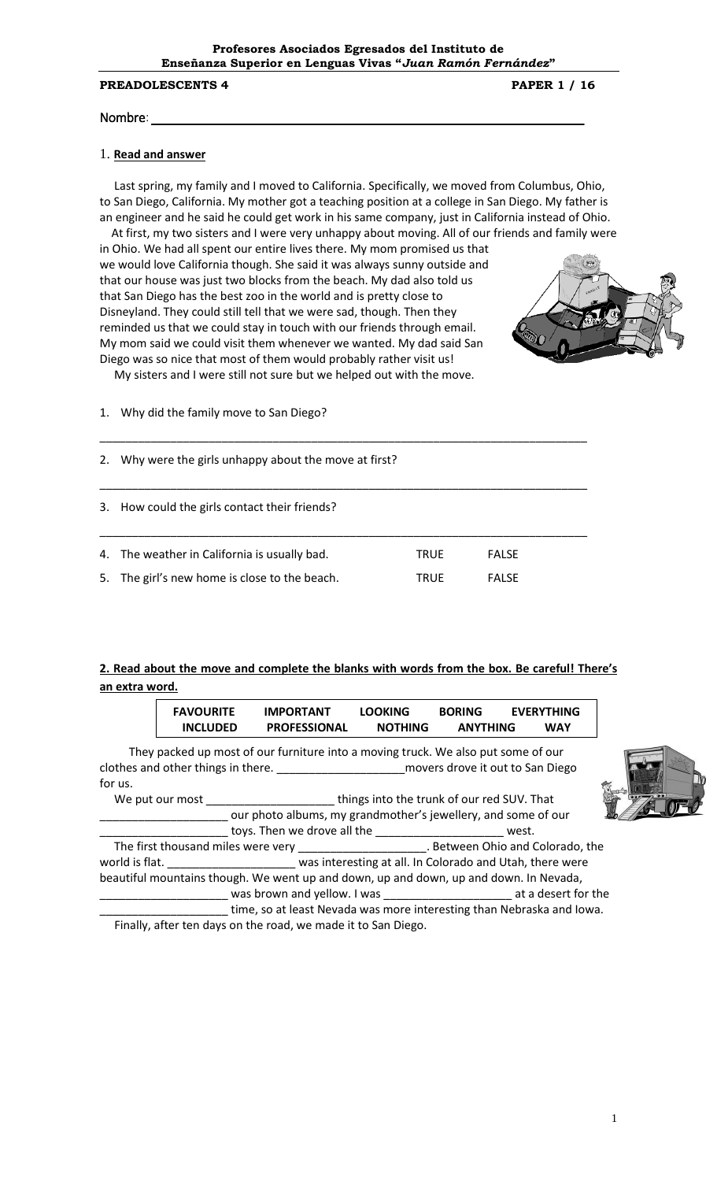**Profesores Asociados Egresados del Instituto de Enseñanza Superior en Lenguas Vivas "*Juan Ramón Fernández*"**

**PREADOLESCENTS 4** **PAPER 1 / 16**

Nombre: ______________________________________________

1. **Read and answer**

Last spring, my family and I moved to California. Specifically, we moved from Columbus, Ohio, to San Diego, California. My mother got a teaching position at a college in San Diego. My father is an engineer and he said he could get work in his same company, just in California instead of Ohio.

At first, my two sisters and I were very unhappy about moving. All of our friends and family were in Ohio. We had all spent our entire lives there. My mom promised us that we would love California though. She said it was always sunny outside and that our house was just two blocks from the beach. My dad also told us that San Diego has the best zoo in the world and is pretty close to Disneyland. They could still tell that we were sad, though. Then they reminded us that we could stay in touch with our friends through email. My mom said we could visit them whenever we wanted. My dad said San Diego was so nice that most of them would probably rather visit us!

My sisters and I were still not sure but we helped out with the move.

1. Why did the family move to San Diego?

______________________________________________

2. Why were the girls unhappy about the move at first?

______________________________________________

3. How could the girls contact their friends?

______________________________________________

4. The weather in California is usually bad. TRUE FALSE
5. The girl's new home is close to the beach. TRUE FALSE

**2. Read about the move and complete the blanks with words from the box. Be careful! There's an extra word.**

| FAVOURITE | IMPORTANT | LOOKING | BORING | EVERYTHING |
|---|---|---|---|---|
| INCLUDED | PROFESSIONAL | NOTHING | ANYTHING | WAY |

They packed up most of our furniture into a moving truck. We also put some of our clothes and other things in there. ____________________movers drove it out to San Diego for us.

We put our most ____________________ things into the trunk of our red SUV. That ____________________ our photo albums, my grandmother's jewellery, and some of our ____________________ toys. Then we drove all the ____________________ west.

The first thousand miles were very ____________________. Between Ohio and Colorado, the world is flat. ____________________ was interesting at all. In Colorado and Utah, there were beautiful mountains though. We went up and down, up and down, up and down. In Nevada, ____________________ was brown and yellow. I was ____________________ at a desert for the ____________________ time, so at least Nevada was more interesting than Nebraska and Iowa.

Finally, after ten days on the road, we made it to San Diego.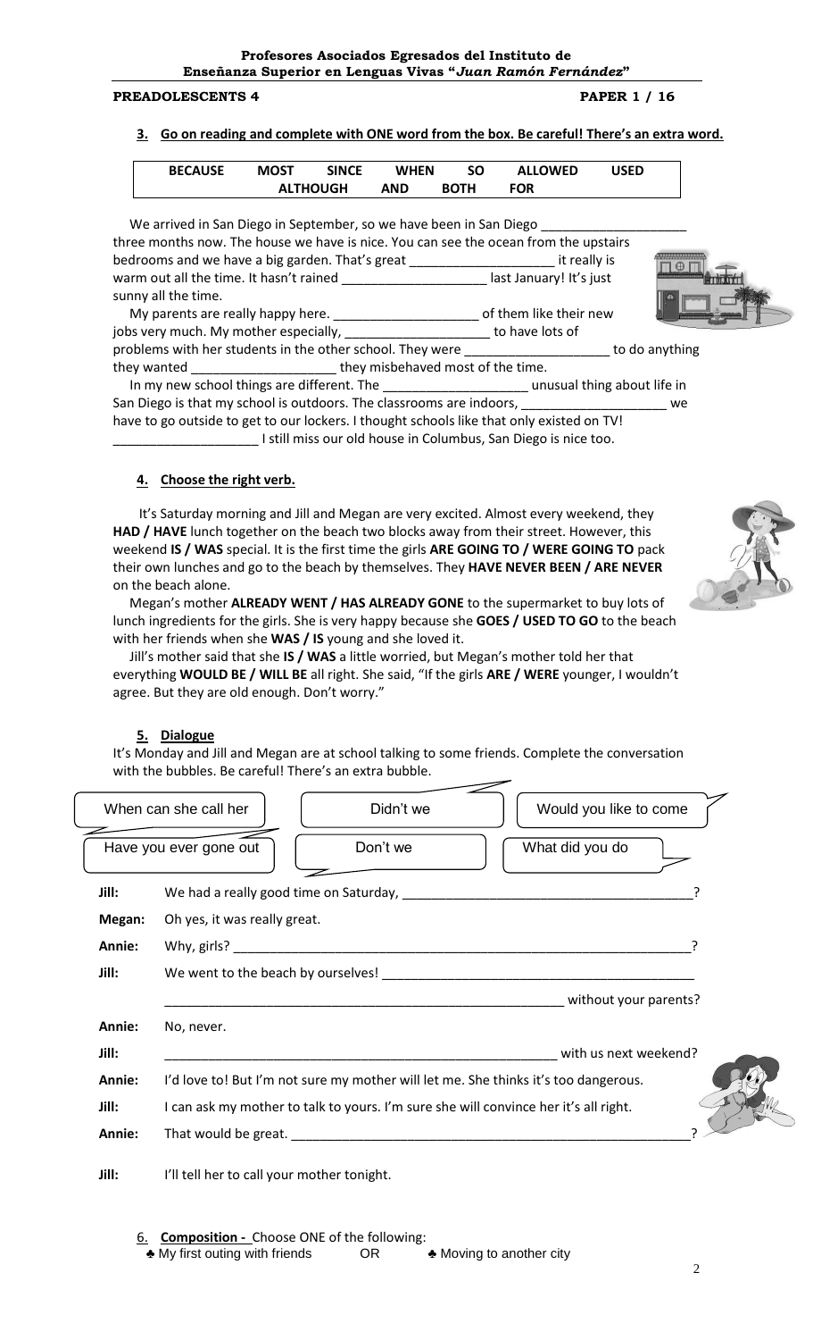**Profesores Asociados Egresados del Instituto de Enseñanza Superior en Lenguas Vivas "*Juan Ramón Fernández*"**

**PREADOLESCENTS 4** **PAPER 1 / 16**

**3. Go on reading and complete with ONE word from the box. Be careful! There's an extra word.**

| | | | | | | |
|---|---|---|---|---|---|---|
| BECAUSE | MOST | SINCE | WHEN | SO | ALLOWED | USED |
| | ALTHOUGH | AND | BOTH | FOR | | |

We arrived in San Diego in September, so we have been in San Diego ____________________ three months now. The house we have is nice. You can see the ocean from the upstairs bedrooms and we have a big garden. That's great ____________________ it really is warm out all the time. It hasn't rained ____________________ last January! It's just sunny all the time.

My parents are really happy here. ____________________ of them like their new jobs very much. My mother especially, ____________________ to have lots of problems with her students in the other school. They were ____________________ to do anything they wanted ____________________ they misbehaved most of the time.

In my new school things are different. The ____________________ unusual thing about life in San Diego is that my school is outdoors. The classrooms are indoors, ____________________ we have to go outside to get to our lockers. I thought schools like that only existed on TV!

____________________ I still miss our old house in Columbus, San Diego is nice too.

**4. Choose the right verb.**

It's Saturday morning and Jill and Megan are very excited. Almost every weekend, they **HAD / HAVE** lunch together on the beach two blocks away from their street. However, this weekend **IS / WAS** special. It is the first time the girls **ARE GOING TO / WERE GOING TO** pack their own lunches and go to the beach by themselves. They **HAVE NEVER BEEN / ARE NEVER** on the beach alone.

Megan's mother **ALREADY WENT / HAS ALREADY GONE** to the supermarket to buy lots of lunch ingredients for the girls. She is very happy because she **GOES / USED TO GO** to the beach with her friends when she **WAS / IS** young and she loved it.

Jill's mother said that she **IS / WAS** a little worried, but Megan's mother told her that everything **WOULD BE / WILL BE** all right. She said, "If the girls **ARE / WERE** younger, I wouldn't agree. But they are old enough. Don't worry."

**5. Dialogue**

It's Monday and Jill and Megan are at school talking to some friends. Complete the conversation with the bubbles. Be careful! There's an extra bubble.

| | | |
|---|---|---|
| When can she call her | Didn't we | Would you like to come |
| Have you ever gone out | Don't we | What did you do |

**Jill:** We had a really good time on Saturday, ________________________________________?

**Megan:** Oh yes, it was really great.

**Annie:** Why, girls? ________________________________________?

**Jill:** We went to the beach by ourselves! ________________________________________ ________________________________________ without your parents?

**Annie:** No, never.

**Jill:** ________________________________________ with us next weekend?

**Annie:** I'd love to! But I'm not sure my mother will let me. She thinks it's too dangerous.

**Jill:** I can ask my mother to talk to yours. I'm sure she will convince her it's all right.

**Annie:** That would be great. ________________________________________?

**Jill:** I'll tell her to call your mother tonight.

6. **Composition -** Choose ONE of the following:

♣ My first outing with friends OR ♣ Moving to another city